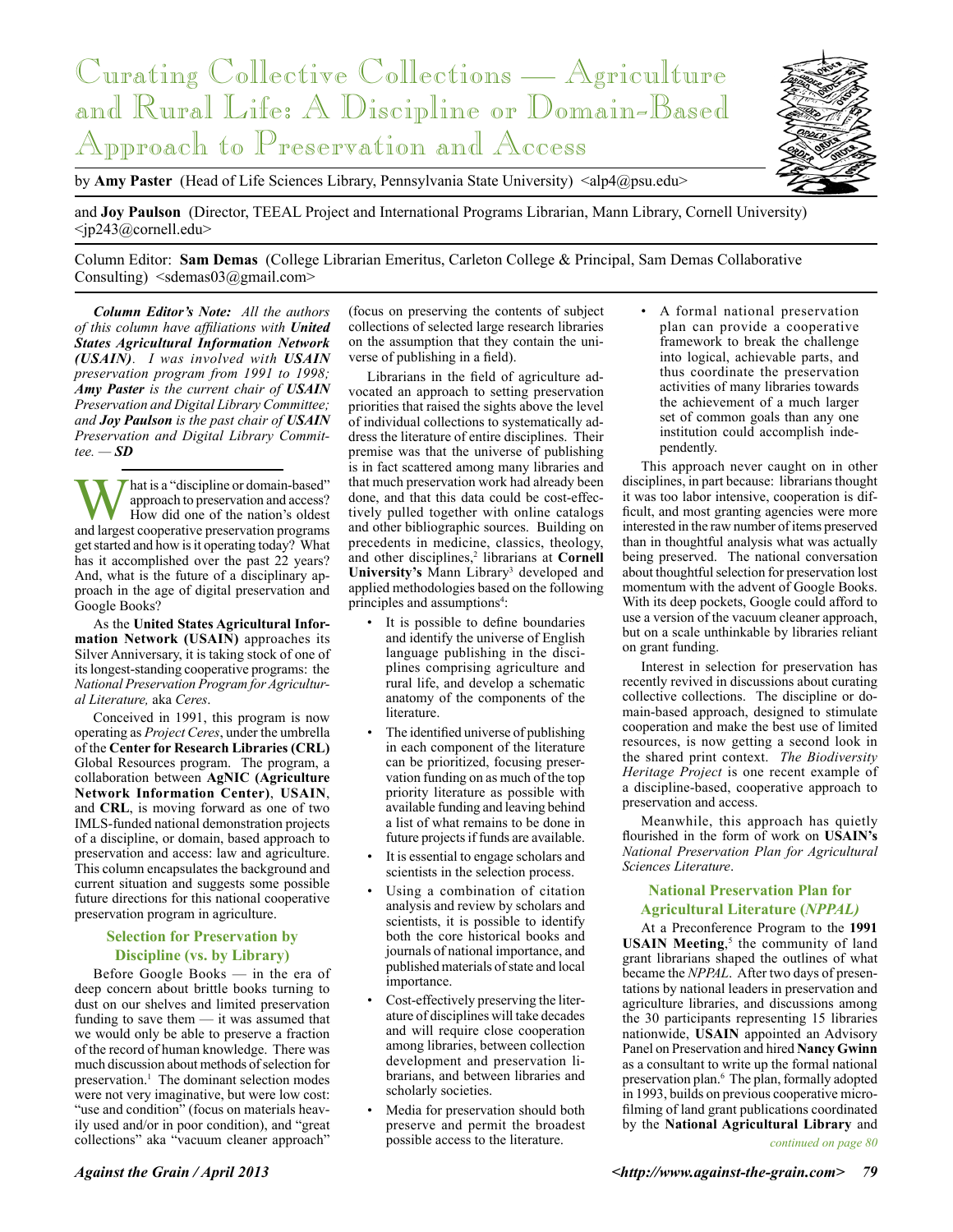# Curating Collective Collections — Agriculture and Rural Life: A Discipline or Domain-Based Approach to Preservation and Access

by **Amy Paster** (Head of Life Sciences Library, Pennsylvania State University) <alp4@psu.edu>

and **Joy Paulson** (Director, TEEAL Project and International Programs Librarian, Mann Library, Cornell University) <jp243@cornell.edu>

Column Editor: **Sam Demas** (College Librarian Emeritus, Carleton College & Principal, Sam Demas Collaborative Consulting) <sdemas03@gmail.com>

***Column Editor's Note:*** *All the authors of this column have affiliations with* ***United States Agricultural Information Network (USAIN)****. I was involved with* ***USAIN*** *preservation program from 1991 to 1998;* ***Amy Paster*** *is the current chair of* ***USAIN*** *Preservation and Digital Library Committee; and* ***Joy Paulson*** *is the past chair of* ***USAIN*** *Preservation and Digital Library Committee. —* ***SD***

What is a "discipline or domain-based" approach to preservation and access? How did one of the nation's oldest and largest cooperative preservation programs get started and how is it operating today? What has it accomplished over the past 22 years? And, what is the future of a disciplinary approach in the age of digital preservation and Google Books?

As the **United States Agricultural Information Network (USAIN)** approaches its Silver Anniversary, it is taking stock of one of its longest-standing cooperative programs: the *National Preservation Program for Agricultural Literature,* aka *Ceres*.

Conceived in 1991, this program is now operating as *Project Ceres*, under the umbrella of the **Center for Research Libraries (CRL)** Global Resources program. The program, a collaboration between **AgNIC (Agriculture Network Information Center)**, **USAIN**, and **CRL**, is moving forward as one of two IMLS-funded national demonstration projects of a discipline, or domain, based approach to preservation and access: law and agriculture. This column encapsulates the background and current situation and suggests some possible future directions for this national cooperative preservation program in agriculture.

## Selection for Preservation by Discipline (vs. by Library)

Before Google Books — in the era of deep concern about brittle books turning to dust on our shelves and limited preservation funding to save them — it was assumed that we would only be able to preserve a fraction of the record of human knowledge. There was much discussion about methods of selection for preservation.[1] The dominant selection modes were not very imaginative, but were low cost: "use and condition" (focus on materials heavily used and/or in poor condition), and "great collections" aka "vacuum cleaner approach" (focus on preserving the contents of subject collections of selected large research libraries on the assumption that they contain the universe of publishing in a field).

Librarians in the field of agriculture advocated an approach to setting preservation priorities that raised the sights above the level of individual collections to systematically address the literature of entire disciplines. Their premise was that the universe of publishing is in fact scattered among many libraries and that much preservation work had already been done, and that this data could be cost-effectively pulled together with online catalogs and other bibliographic sources. Building on precedents in medicine, classics, theology, and other disciplines,[2] librarians at **Cornell University's** Mann Library[3] developed and applied methodologies based on the following principles and assumptions[4]:

- It is possible to define boundaries and identify the universe of English language publishing in the disciplines comprising agriculture and rural life, and develop a schematic anatomy of the components of the literature.
- The identified universe of publishing in each component of the literature can be prioritized, focusing preservation funding on as much of the top priority literature as possible with available funding and leaving behind a list of what remains to be done in future projects if funds are available.
- It is essential to engage scholars and scientists in the selection process.
- Using a combination of citation analysis and review by scholars and scientists, it is possible to identify both the core historical books and journals of national importance, and published materials of state and local importance.
- Cost-effectively preserving the literature of disciplines will take decades and will require close cooperation among libraries, between collection development and preservation librarians, and between libraries and scholarly societies.
- Media for preservation should both preserve and permit the broadest possible access to the literature.
- A formal national preservation plan can provide a cooperative framework to break the challenge into logical, achievable parts, and thus coordinate the preservation activities of many libraries towards the achievement of a much larger set of common goals than any one institution could accomplish independently.

This approach never caught on in other disciplines, in part because: librarians thought it was too labor intensive, cooperation is difficult, and most granting agencies were more interested in the raw number of items preserved than in thoughtful analysis what was actually being preserved. The national conversation about thoughtful selection for preservation lost momentum with the advent of Google Books. With its deep pockets, Google could afford to use a version of the vacuum cleaner approach, but on a scale unthinkable by libraries reliant on grant funding.

Interest in selection for preservation has recently revived in discussions about curating collective collections. The discipline or domain-based approach, designed to stimulate cooperation and make the best use of limited resources, is now getting a second look in the shared print context. *The Biodiversity Heritage Project* is one recent example of a discipline-based, cooperative approach to preservation and access.

Meanwhile, this approach has quietly flourished in the form of work on **USAIN's** *National Preservation Plan for Agricultural Sciences Literature*.

## National Preservation Plan for Agricultural Literature (*NPPAL*)

At a Preconference Program to the **1991 USAIN Meeting**,[5] the community of land grant librarians shaped the outlines of what became the *NPPAL*. After two days of presentations by national leaders in preservation and agriculture libraries, and discussions among the 30 participants representing 15 libraries nationwide, **USAIN** appointed an Advisory Panel on Preservation and hired **Nancy Gwinn** as a consultant to write up the formal national preservation plan.[6] The plan, formally adopted in 1993, builds on previous cooperative microfilming of land grant publications coordinated by the **National Agricultural Library** and

*continued on page 80*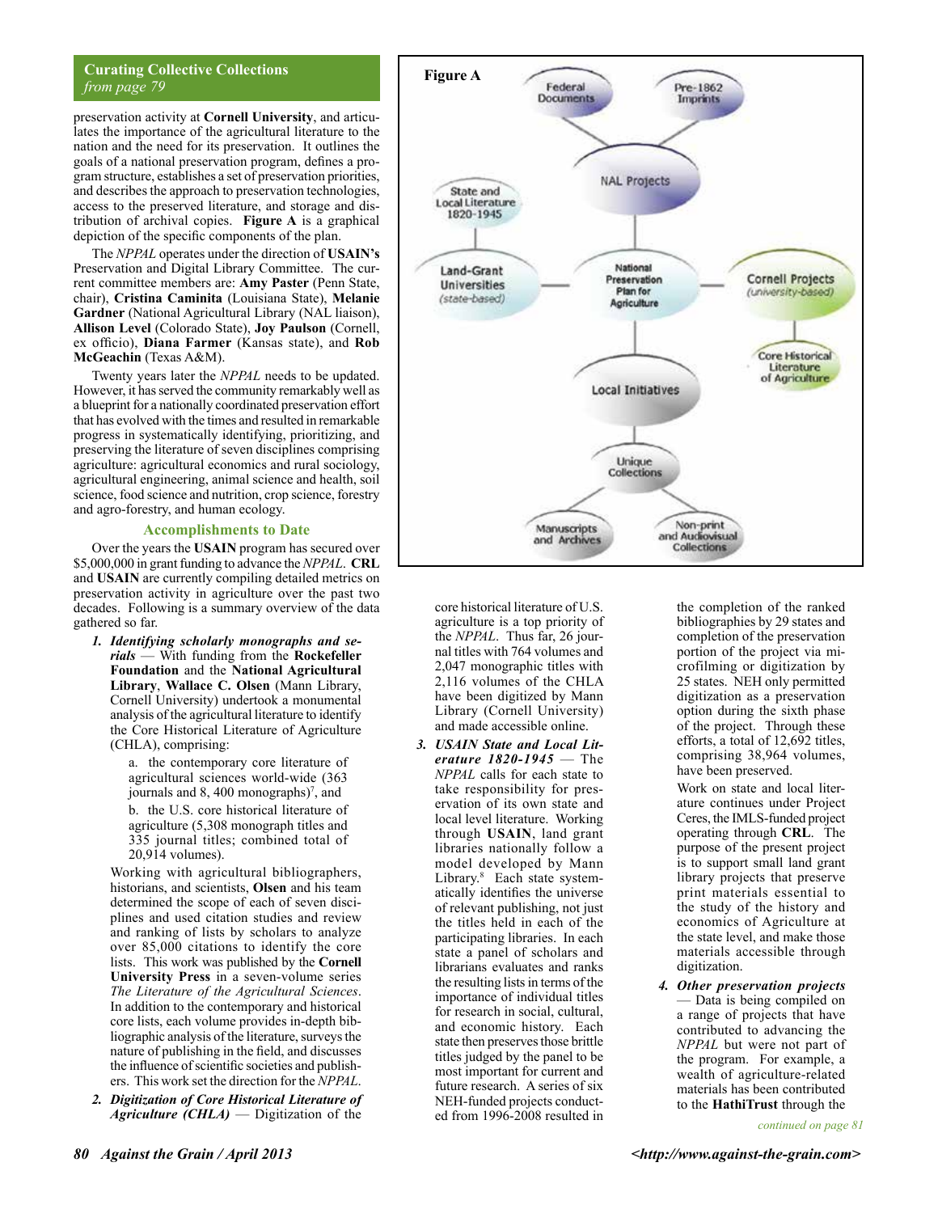## Curating Collective Collections
*from page 79*

preservation activity at **Cornell University**, and articulates the importance of the agricultural literature to the nation and the need for its preservation. It outlines the goals of a national preservation program, defines a program structure, establishes a set of preservation priorities, and describes the approach to preservation technologies, access to the preserved literature, and storage and distribution of archival copies. **Figure A** is a graphical depiction of the specific components of the plan.

The *NPPAL* operates under the direction of **USAIN's** Preservation and Digital Library Committee. The current committee members are: **Amy Paster** (Penn State, chair), **Cristina Caminita** (Louisiana State), **Melanie Gardner** (National Agricultural Library (NAL liaison), **Allison Level** (Colorado State), **Joy Paulson** (Cornell, ex officio), **Diana Farmer** (Kansas state), and **Rob McGeachin** (Texas A&M).

Twenty years later the *NPPAL* needs to be updated. However, it has served the community remarkably well as a blueprint for a nationally coordinated preservation effort that has evolved with the times and resulted in remarkable progress in systematically identifying, prioritizing, and preserving the literature of seven disciplines comprising agriculture: agricultural economics and rural sociology, agricultural engineering, animal science and health, soil science, food science and nutrition, crop science, forestry and agro-forestry, and human ecology.

**Figure A**

Federal Documents — Pre-1862 Imprints — NAL Projects — State and Local Literature 1820-1945 — Land-Grant Universities (state-based) — National Preservation Plan for Agriculture — Cornell Projects (university-based) — Core Historical Literature of Agriculture — Local Initiatives — Unique Collections — Manuscripts and Archives — Non-print and Audiovisual Collections

### Accomplishments to Date

Over the years the **USAIN** program has secured over $5,000,000 in grant funding to advance the *NPPAL*. **CRL** and **USAIN** are currently compiling detailed metrics on preservation activity in agriculture over the past two decades. Following is a summary overview of the data gathered so far.

1. ***Identifying scholarly monographs and serials*** — With funding from the **Rockefeller Foundation** and the **National Agricultural Library**, **Wallace C. Olsen** (Mann Library, Cornell University) undertook a monumental analysis of the agricultural literature to identify the Core Historical Literature of Agriculture (CHLA), comprising:

   a. the contemporary core literature of agricultural sciences world-wide (363 journals and 8, 400 monographs)[7], and

   b. the U.S. core historical literature of agriculture (5,308 monograph titles and 335 journal titles; combined total of 20,914 volumes).

   Working with agricultural bibliographers, historians, and scientists, **Olsen** and his team determined the scope of each of seven disciplines and used citation studies and review and ranking of lists by scholars to analyze over 85,000 citations to identify the core lists. This work was published by the **Cornell University Press** in a seven-volume series *The Literature of the Agricultural Sciences*. In addition to the contemporary and historical core lists, each volume provides in-depth bibliographic analysis of the literature, surveys the nature of publishing in the field, and discusses the influence of scientific societies and publishers. This work set the direction for the *NPPAL*.

2. ***Digitization of Core Historical Literature of Agriculture (CHLA)*** — Digitization of the core historical literature of U.S. agriculture is a top priority of the *NPPAL*. Thus far, 26 journal titles with 764 volumes and 2,047 monographic titles with 2,116 volumes of the CHLA have been digitized by Mann Library (Cornell University) and made accessible online.

3. ***USAIN State and Local Literature 1820-1945*** — The *NPPAL* calls for each state to take responsibility for preservation of its own state and local level literature. Working through **USAIN**, land grant libraries nationally follow a model developed by Mann Library.[8] Each state systematically identifies the universe of relevant publishing, not just the titles held in each of the participating libraries. In each state a panel of scholars and librarians evaluates and ranks the resulting lists in terms of the importance of individual titles for research in social, cultural, and economic history. Each state then preserves those brittle titles judged by the panel to be most important for current and future research. A series of six NEH-funded projects conducted from 1996-2008 resulted in the completion of the ranked bibliographies by 29 states and completion of the preservation portion of the project via microfilming or digitization by 25 states. NEH only permitted digitization as a preservation option during the sixth phase of the project. Through these efforts, a total of 12,692 titles, comprising 38,964 volumes, have been preserved.

   Work on state and local literature continues under Project Ceres, the IMLS-funded project operating through **CRL**. The purpose of the present project is to support small land grant library projects that preserve print materials essential to the study of the history and economics of Agriculture at the state level, and make those materials accessible through digitization.

4. ***Other preservation projects*** — Data is being compiled on a range of projects that have contributed to advancing the *NPPAL* but were not part of the program. For example, a wealth of agriculture-related materials has been contributed to the **HathiTrust** through the

*continued on page 81*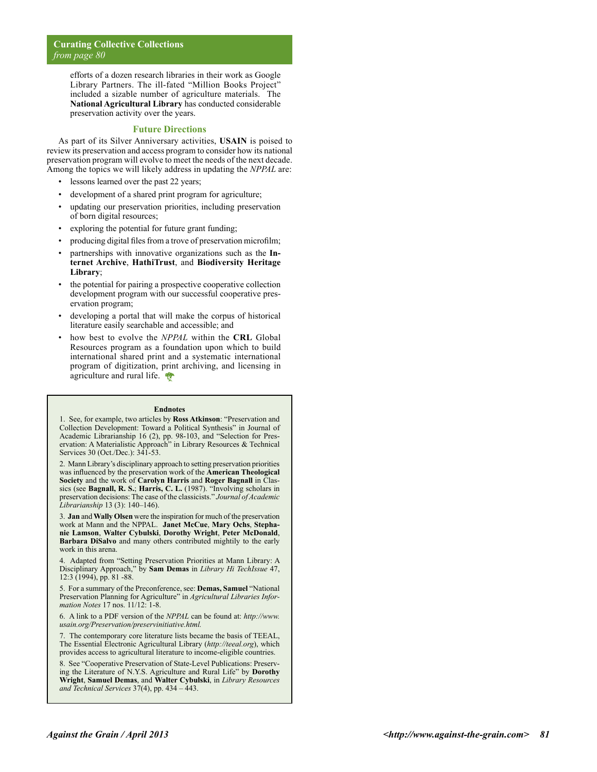**Curating Collective Collections**
*from page 80*

efforts of a dozen research libraries in their work as Google Library Partners. The ill-fated "Million Books Project" included a sizable number of agriculture materials. The **National Agricultural Library** has conducted considerable preservation activity over the years.

### Future Directions

As part of its Silver Anniversary activities, **USAIN** is poised to review its preservation and access program to consider how its national preservation program will evolve to meet the needs of the next decade. Among the topics we will likely address in updating the *NPPAL* are:

- lessons learned over the past 22 years;
- development of a shared print program for agriculture;
- updating our preservation priorities, including preservation of born digital resources;
- exploring the potential for future grant funding;
- producing digital files from a trove of preservation microfilm;
- partnerships with innovative organizations such as the **Internet Archive**, **HathiTrust**, and **Biodiversity Heritage Library**;
- the potential for pairing a prospective cooperative collection development program with our successful cooperative preservation program;
- developing a portal that will make the corpus of historical literature easily searchable and accessible; and
- how best to evolve the *NPPAL* within the **CRL** Global Resources program as a foundation upon which to build international shared print and a systematic international program of digitization, print archiving, and licensing in agriculture and rural life.

**Endnotes**

1. See, for example, two articles by **Ross Atkinson**: "Preservation and Collection Development: Toward a Political Synthesis" in Journal of Academic Librarianship 16 (2), pp. 98-103, and "Selection for Preservation: A Materialistic Approach" in Library Resources & Technical Services 30 (Oct./Dec.): 341-53.

2. Mann Library's disciplinary approach to setting preservation priorities was influenced by the preservation work of the **American Theological Society** and the work of **Carolyn Harris** and **Roger Bagnall** in Classics (see **Bagnall, R. S.**; **Harris, C. L.** (1987). "Involving scholars in preservation decisions: The case of the classicists." *Journal of Academic Librarianship* 13 (3): 140–146).

3. **Jan** and **Wally Olsen** were the inspiration for much of the preservation work at Mann and the NPPAL. **Janet McCue**, **Mary Ochs**, **Stephanie Lamson**, **Walter Cybulski**, **Dorothy Wright**, **Peter McDonald**, **Barbara DiSalvo** and many others contributed mightily to the early work in this arena.

4. Adapted from "Setting Preservation Priorities at Mann Library: A Disciplinary Approach," by **Sam Demas** in *Library Hi TechIssue* 47, 12:3 (1994), pp. 81 -88.

5. For a summary of the Preconference, see: **Demas, Samuel** "National Preservation Planning for Agriculture" in *Agricultural Libraries Information Notes* 17 nos. 11/12: 1-8.

6. A link to a PDF version of the *NPPAL* can be found at: *http://www.usain.org/Preservation/preservinitiative.html.*

7. The contemporary core literature lists became the basis of TEEAL, The Essential Electronic Agricultural Library (*http://teeal.org*), which provides access to agricultural literature to income-eligible countries.

8. See "Cooperative Preservation of State-Level Publications: Preserving the Literature of N.Y.S. Agriculture and Rural Life" by **Dorothy Wright**, **Samuel Demas**, and **Walter Cybulski**, in *Library Resources and Technical Services* 37(4), pp. 434 – 443.